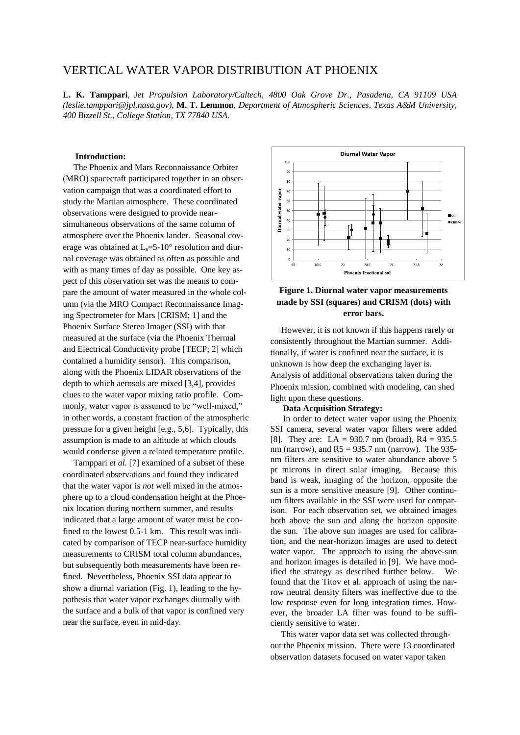# VERTICAL WATER VAPOR DISTRIBUTION AT PHOENIX

**L. K. Tamppari**, *Jet Propulsion Laboratory/Caltech, 4800 Oak Grove Dr., Pasadena, CA 91109 USA (leslie.tamppari@jpl.nasa.gov)*, **M. T. Lemmon**, *Department of Atmospheric Sciences, Texas A&M University, 400 Bizzell St., College Station, TX 77840 USA.*

**Introduction:**

The Phoenix and Mars Reconnaissance Orbiter (MRO) spacecraft participated together in an observation campaign that was a coordinated effort to study the Martian atmosphere. These coordinated observations were designed to provide near-simultaneous observations of the same column of atmosphere over the Phoenix lander. Seasonal coverage was obtained at $L_s$=5-10° resolution and diurnal coverage was obtained as often as possible and with as many times of day as possible. One key aspect of this observation set was the means to compare the amount of water measured in the whole column (via the MRO Compact Reconnaissance Imaging Spectrometer for Mars [CRISM; 1] and the Phoenix Surface Stereo Imager (SSI) with that measured at the surface (via the Phoenix Thermal and Electrical Conductivity probe [TECP; 2] which contained a humidity sensor). This comparison, along with the Phoenix LIDAR observations of the depth to which aerosols are mixed [3,4], provides clues to the water vapor mixing ratio profile. Commonly, water vapor is assumed to be "well-mixed," in other words, a constant fraction of the atmospheric pressure for a given height [e.g., 5,6]. Typically, this assumption is made to an altitude at which clouds would condense given a related temperature profile.

Tamppari *et al.* [7] examined of a subset of these coordinated observations and found they indicated that the water vapor is *not* well mixed in the atmosphere up to a cloud condensation height at the Phoenix location during northern summer, and results indicated that a large amount of water must be confined to the lowest 0.5-1 km. This result was indicated by comparison of TECP near-surface humidity measurements to CRISM total column abundances, but subsequently both measurements have been refined. Nevertheless, Phoenix SSI data appear to show a diurnal variation (Fig. 1), leading to the hypothesis that water vapor exchanges diurnally with the surface and a bulk of that vapor is confined very near the surface, even in mid-day.

**Figure 1. Diurnal water vapor measurements made by SSI (squares) and CRISM (dots) with error bars.**

However, it is not known if this happens rarely or consistently throughout the Martian summer. Additionally, if water is confined near the surface, it is unknown is how deep the exchanging layer is. Analysis of additional observations taken during the Phoenix mission, combined with modeling, can shed light upon these questions.

**Data Acquisition Strategy:**

In order to detect water vapor using the Phoenix SSI camera, several water vapor filters were added [8]. They are: LA = 930.7 nm (broad), R4 = 935.5 nm (narrow), and R5 = 935.7 nm (narrow). The 935-nm filters are sensitive to water abundance above 5 pr microns in direct solar imaging. Because this band is weak, imaging of the horizon, opposite the sun is a more sensitive measure [9]. Other continuum filters available in the SSI were used for comparison. For each observation set, we obtained images both above the sun and along the horizon opposite the sun. The above sun images are used for calibration, and the near-horizon images are used to detect water vapor. The approach to using the above-sun and horizon images is detailed in [9]. We have modified the strategy as described further below. We found that the Titov et al. approach of using the narrow neutral density filters was ineffective due to the low response even for long integration times. However, the broader LA filter was found to be sufficiently sensitive to water.

This water vapor data set was collected throughout the Phoenix mission. There were 13 coordinated observation datasets focused on water vapor taken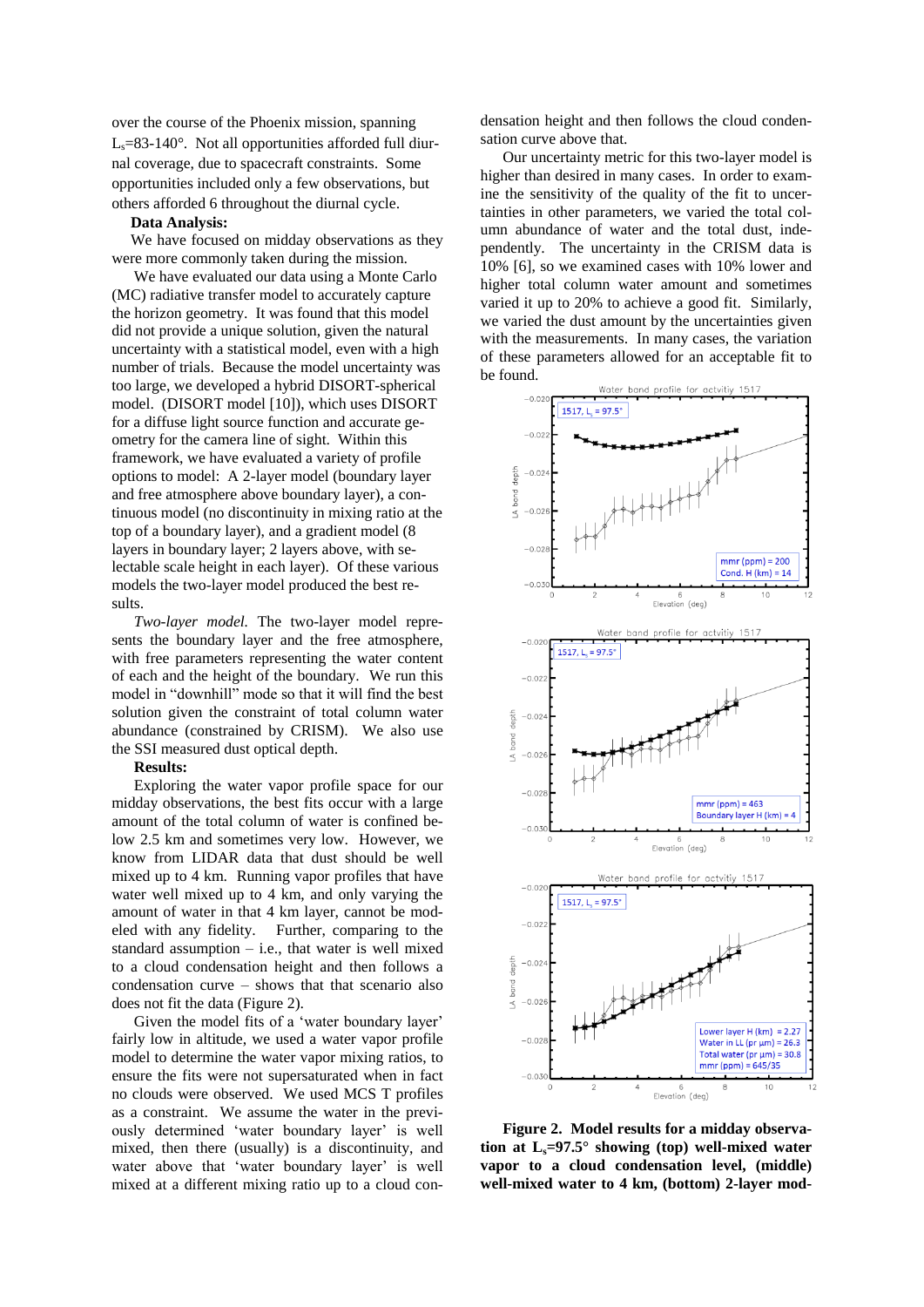over the course of the Phoenix mission, spanning $L_s$=83-140°. Not all opportunities afforded full diurnal coverage, due to spacecraft constraints. Some opportunities included only a few observations, but others afforded 6 throughout the diurnal cycle.

**Data Analysis:**

We have focused on midday observations as they were more commonly taken during the mission.

We have evaluated our data using a Monte Carlo (MC) radiative transfer model to accurately capture the horizon geometry. It was found that this model did not provide a unique solution, given the natural uncertainty with a statistical model, even with a high number of trials. Because the model uncertainty was too large, we developed a hybrid DISORT-spherical model. (DISORT model [10]), which uses DISORT for a diffuse light source function and accurate geometry for the camera line of sight. Within this framework, we have evaluated a variety of profile options to model: A 2-layer model (boundary layer and free atmosphere above boundary layer), a continuous model (no discontinuity in mixing ratio at the top of a boundary layer), and a gradient model (8 layers in boundary layer; 2 layers above, with selectable scale height in each layer). Of these various models the two-layer model produced the best results.

*Two-layer model.* The two-layer model represents the boundary layer and the free atmosphere, with free parameters representing the water content of each and the height of the boundary. We run this model in "downhill" mode so that it will find the best solution given the constraint of total column water abundance (constrained by CRISM). We also use the SSI measured dust optical depth.

**Results:**

Exploring the water vapor profile space for our midday observations, the best fits occur with a large amount of the total column of water is confined below 2.5 km and sometimes very low. However, we know from LIDAR data that dust should be well mixed up to 4 km. Running vapor profiles that have water well mixed up to 4 km, and only varying the amount of water in that 4 km layer, cannot be modeled with any fidelity. Further, comparing to the standard assumption – i.e., that water is well mixed to a cloud condensation height and then follows a condensation curve – shows that that scenario also does not fit the data (Figure 2).

Given the model fits of a 'water boundary layer' fairly low in altitude, we used a water vapor profile model to determine the water vapor mixing ratios, to ensure the fits were not supersaturated when in fact no clouds were observed. We used MCS T profiles as a constraint. We assume the water in the previously determined 'water boundary layer' is well mixed, then there (usually) is a discontinuity, and water above that 'water boundary layer' is well mixed at a different mixing ratio up to a cloud condensation height and then follows the cloud condensation curve above that.

Our uncertainty metric for this two-layer model is higher than desired in many cases. In order to examine the sensitivity of the quality of the fit to uncertainties in other parameters, we varied the total column abundance of water and the total dust, independently. The uncertainty in the CRISM data is 10% [6], so we examined cases with 10% lower and higher total column water amount and sometimes varied it up to 20% to achieve a good fit. Similarly, we varied the dust amount by the uncertainties given with the measurements. In many cases, the variation of these parameters allowed for an acceptable fit to be found.

**Figure 2. Model results for a midday observation at $L_s$=97.5° showing (top) well-mixed water vapor to a cloud condensation level, (middle) well-mixed water to 4 km, (bottom) 2-layer mod-**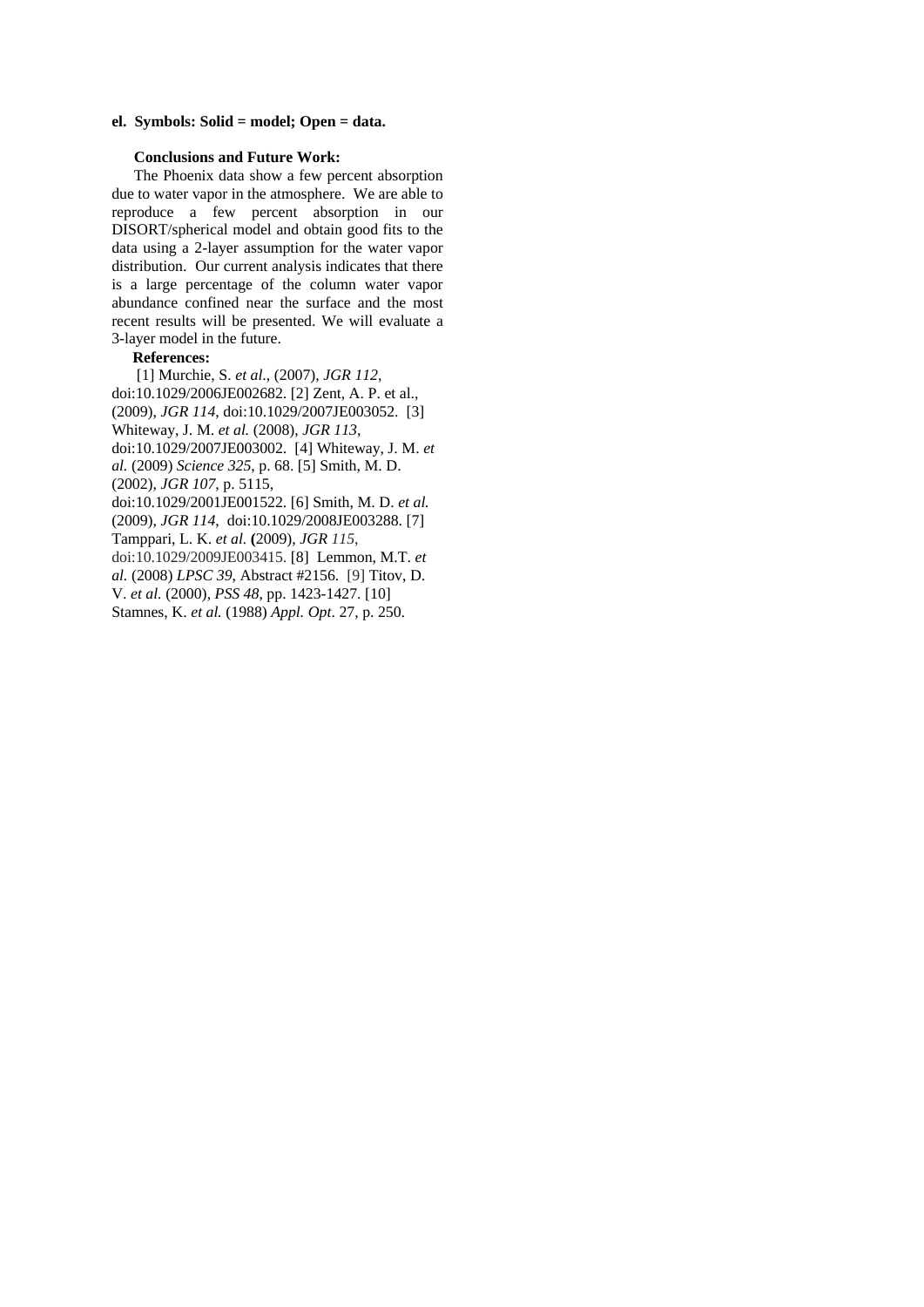**el. Symbols: Solid = model; Open = data.**

**Conclusions and Future Work:**

The Phoenix data show a few percent absorption due to water vapor in the atmosphere. We are able to reproduce a few percent absorption in our DISORT/spherical model and obtain good fits to the data using a 2-layer assumption for the water vapor distribution. Our current analysis indicates that there is a large percentage of the column water vapor abundance confined near the surface and the most recent results will be presented. We will evaluate a 3-layer model in the future.

**References:**

[1] Murchie, S. *et al.*, (2007), *JGR 112*, doi:10.1029/2006JE002682. [2] Zent, A. P. et al., (2009), *JGR 114*, doi:10.1029/2007JE003052. [3] Whiteway, J. M. *et al.* (2008), *JGR 113*, doi:10.1029/2007JE003002. [4] Whiteway, J. M. *et al.* (2009) *Science 325*, p. 68. [5] Smith, M. D. (2002), *JGR 107*, p. 5115, doi:10.1029/2001JE001522. [6] Smith, M. D. *et al.* (2009), *JGR 114*, doi:10.1029/2008JE003288. [7] Tamppari, L. K. *et al.* **(**2009), *JGR 115*, doi:10.1029/2009JE003415. [8] Lemmon, M.T. *et al.* (2008) *LPSC 39*, Abstract #2156. [9] Titov, D. V. *et al.* (2000), *PSS 48*, pp. 1423-1427. [10] Stamnes, K. *et al.* (1988) *Appl. Opt*. 27, p. 250.